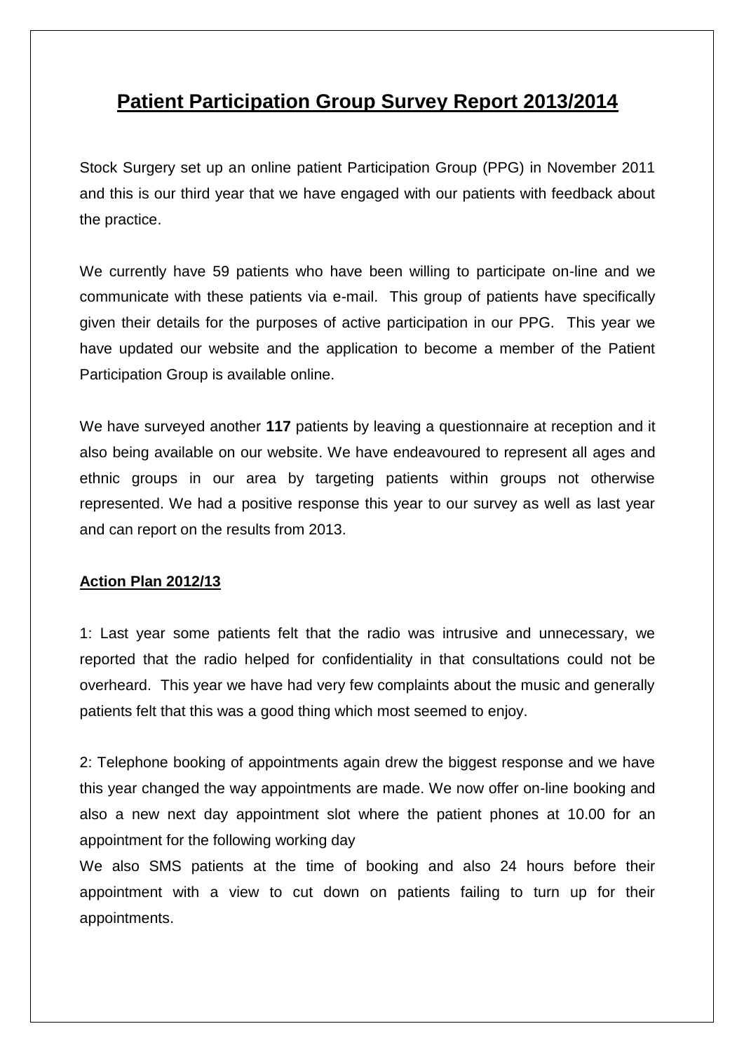# Patient Participation Group Survey Report 2013/2014

Stock Surgery set up an online patient Participation Group (PPG) in November 2011 and this is our third year that we have engaged with our patients with feedback about the practice.

We currently have 59 patients who have been willing to participate on-line and we communicate with these patients via e-mail. This group of patients have specifically given their details for the purposes of active participation in our PPG. This year we have updated our website and the application to become a member of the Patient Participation Group is available online.

We have surveyed another **117** patients by leaving a questionnaire at reception and it also being available on our website. We have endeavoured to represent all ages and ethnic groups in our area by targeting patients within groups not otherwise represented. We had a positive response this year to our survey as well as last year and can report on the results from 2013.

**Action Plan 2012/13**

1: Last year some patients felt that the radio was intrusive and unnecessary, we reported that the radio helped for confidentiality in that consultations could not be overheard. This year we have had very few complaints about the music and generally patients felt that this was a good thing which most seemed to enjoy.

2: Telephone booking of appointments again drew the biggest response and we have this year changed the way appointments are made. We now offer on-line booking and also a new next day appointment slot where the patient phones at 10.00 for an appointment for the following working day

We also SMS patients at the time of booking and also 24 hours before their appointment with a view to cut down on patients failing to turn up for their appointments.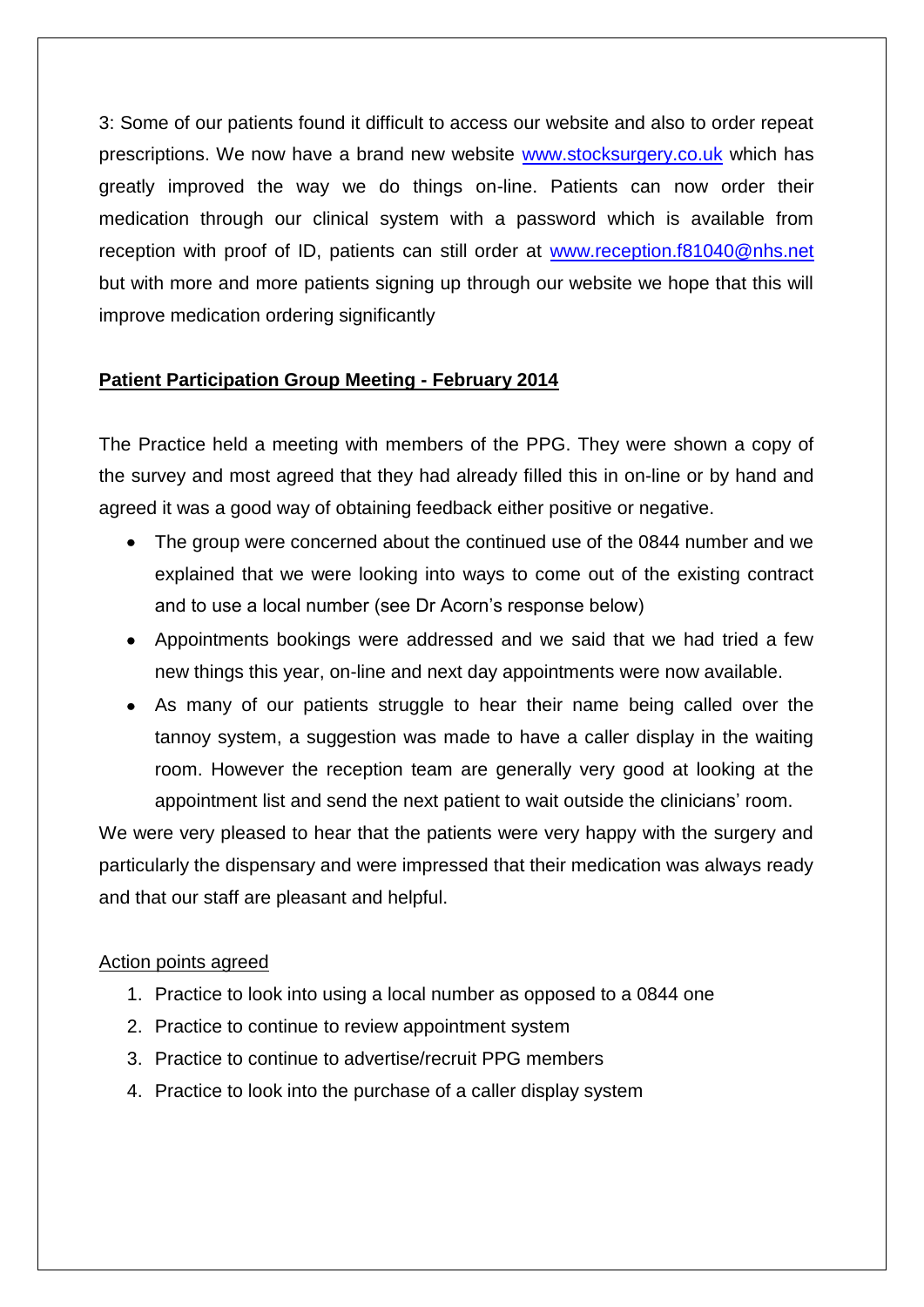3: Some of our patients found it difficult to access our website and also to order repeat prescriptions. We now have a brand new website www.stocksurgery.co.uk which has greatly improved the way we do things on-line. Patients can now order their medication through our clinical system with a password which is available from reception with proof of ID, patients can still order at www.reception.f81040@nhs.net but with more and more patients signing up through our website we hope that this will improve medication ordering significantly

**Patient Participation Group Meeting - February 2014**

The Practice held a meeting with members of the PPG. They were shown a copy of the survey and most agreed that they had already filled this in on-line or by hand and agreed it was a good way of obtaining feedback either positive or negative.

- The group were concerned about the continued use of the 0844 number and we explained that we were looking into ways to come out of the existing contract and to use a local number (see Dr Acorn's response below)
- Appointments bookings were addressed and we said that we had tried a few new things this year, on-line and next day appointments were now available.
- As many of our patients struggle to hear their name being called over the tannoy system, a suggestion was made to have a caller display in the waiting room. However the reception team are generally very good at looking at the appointment list and send the next patient to wait outside the clinicians' room.

We were very pleased to hear that the patients were very happy with the surgery and particularly the dispensary and were impressed that their medication was always ready and that our staff are pleasant and helpful.

Action points agreed

1. Practice to look into using a local number as opposed to a 0844 one
2. Practice to continue to review appointment system
3. Practice to continue to advertise/recruit PPG members
4. Practice to look into the purchase of a caller display system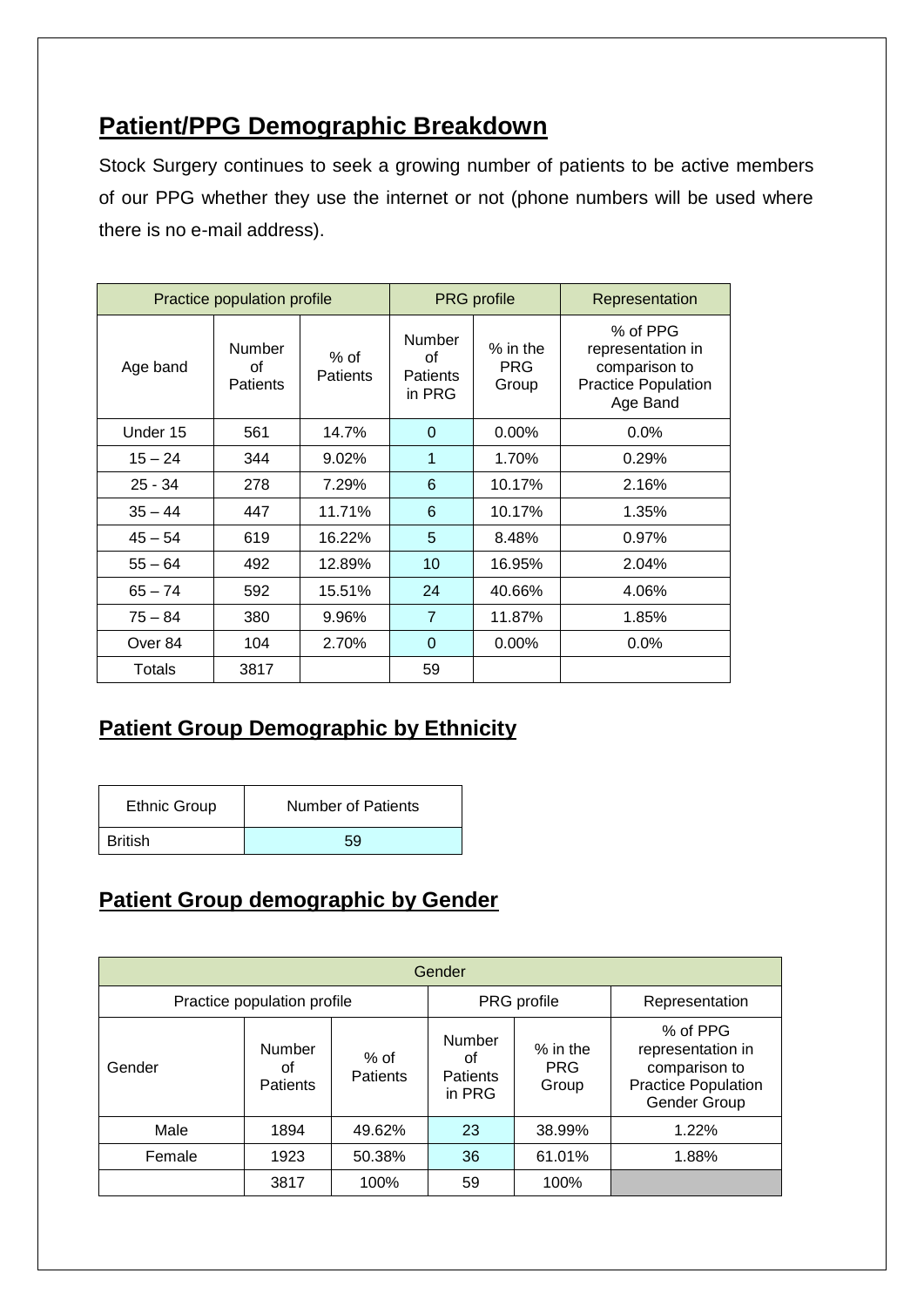## Patient/PPG Demographic Breakdown

Stock Surgery continues to seek a growing number of patients to be active members of our PPG whether they use the internet or not (phone numbers will be used where there is no e-mail address).

| Practice population profile | | | PRG profile | | Representation |
|---|---|---|---|---|---|
| Age band | Number of Patients | % of Patients | Number of Patients in PRG | % in the PRG Group | % of PPG representation in comparison to Practice Population Age Band |
| Under 15 | 561 | 14.7% | 0 | 0.00% | 0.0% |
| 15 – 24 | 344 | 9.02% | 1 | 1.70% | 0.29% |
| 25 - 34 | 278 | 7.29% | 6 | 10.17% | 2.16% |
| 35 – 44 | 447 | 11.71% | 6 | 10.17% | 1.35% |
| 45 – 54 | 619 | 16.22% | 5 | 8.48% | 0.97% |
| 55 – 64 | 492 | 12.89% | 10 | 16.95% | 2.04% |
| 65 – 74 | 592 | 15.51% | 24 | 40.66% | 4.06% |
| 75 – 84 | 380 | 9.96% | 7 | 11.87% | 1.85% |
| Over 84 | 104 | 2.70% | 0 | 0.00% | 0.0% |
| Totals | 3817 | | 59 | | |

## Patient Group Demographic by Ethnicity

| Ethnic Group | Number of Patients |
|---|---|
| British | 59 |

## Patient Group demographic by Gender

| Gender | | | | | |
|---|---|---|---|---|---|
| Practice population profile | | | PRG profile | | Representation |
| Gender | Number of Patients | % of Patients | Number of Patients in PRG | % in the PRG Group | % of PPG representation in comparison to Practice Population Gender Group |
| Male | 1894 | 49.62% | 23 | 38.99% | 1.22% |
| Female | 1923 | 50.38% | 36 | 61.01% | 1.88% |
| | 3817 | 100% | 59 | 100% | |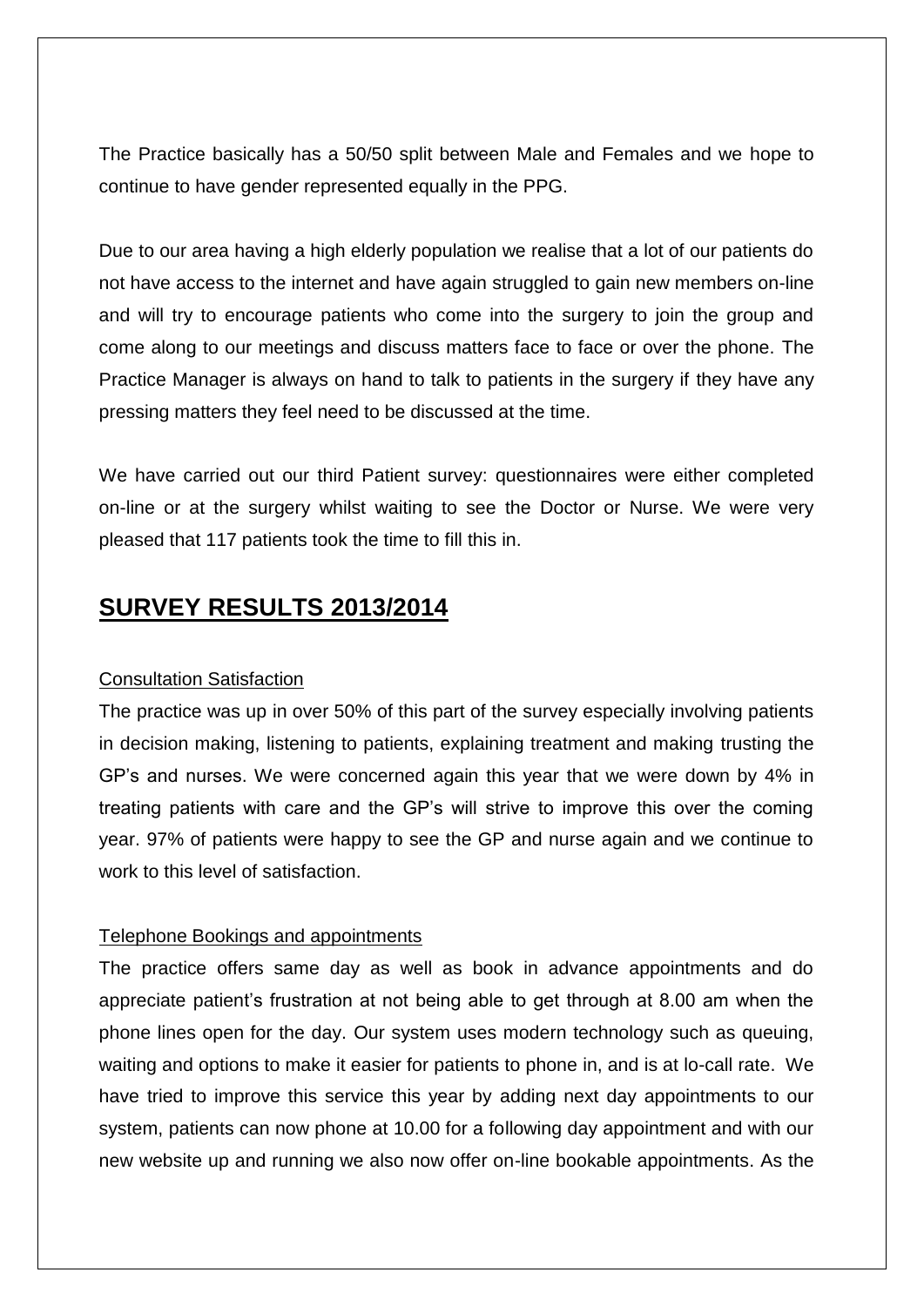The Practice basically has a 50/50 split between Male and Females and we hope to continue to have gender represented equally in the PPG.

Due to our area having a high elderly population we realise that a lot of our patients do not have access to the internet and have again struggled to gain new members on-line and will try to encourage patients who come into the surgery to join the group and come along to our meetings and discuss matters face to face or over the phone. The Practice Manager is always on hand to talk to patients in the surgery if they have any pressing matters they feel need to be discussed at the time.

We have carried out our third Patient survey: questionnaires were either completed on-line or at the surgery whilst waiting to see the Doctor or Nurse. We were very pleased that 117 patients took the time to fill this in.

## SURVEY RESULTS 2013/2014

Consultation Satisfaction

The practice was up in over 50% of this part of the survey especially involving patients in decision making, listening to patients, explaining treatment and making trusting the GP's and nurses. We were concerned again this year that we were down by 4% in treating patients with care and the GP's will strive to improve this over the coming year. 97% of patients were happy to see the GP and nurse again and we continue to work to this level of satisfaction.

Telephone Bookings and appointments

The practice offers same day as well as book in advance appointments and do appreciate patient's frustration at not being able to get through at 8.00 am when the phone lines open for the day. Our system uses modern technology such as queuing, waiting and options to make it easier for patients to phone in, and is at lo-call rate. We have tried to improve this service this year by adding next day appointments to our system, patients can now phone at 10.00 for a following day appointment and with our new website up and running we also now offer on-line bookable appointments. As the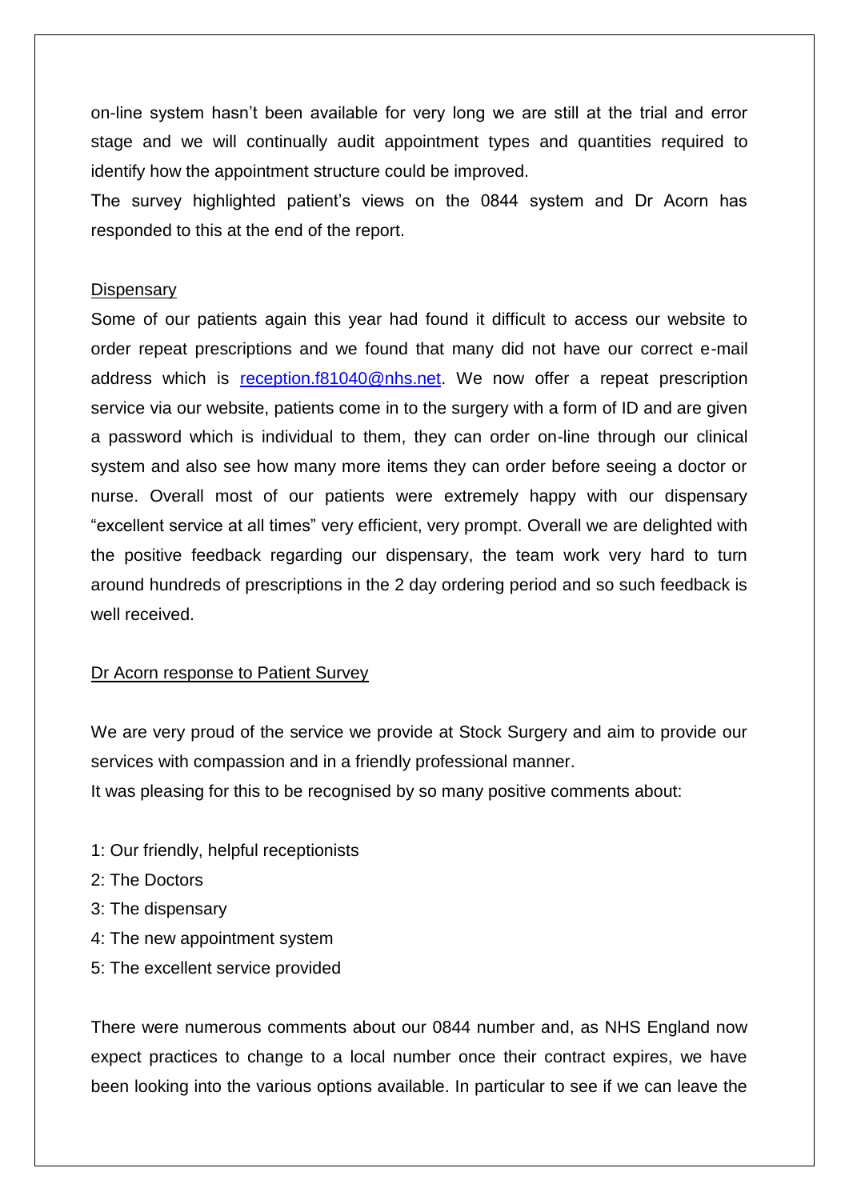on-line system hasn't been available for very long we are still at the trial and error stage and we will continually audit appointment types and quantities required to identify how the appointment structure could be improved.

The survey highlighted patient's views on the 0844 system and Dr Acorn has responded to this at the end of the report.

## Dispensary

Some of our patients again this year had found it difficult to access our website to order repeat prescriptions and we found that many did not have our correct e-mail address which is [reception.f81040@nhs.net](mailto:reception.f81040@nhs.net). We now offer a repeat prescription service via our website, patients come in to the surgery with a form of ID and are given a password which is individual to them, they can order on-line through our clinical system and also see how many more items they can order before seeing a doctor or nurse. Overall most of our patients were extremely happy with our dispensary "excellent service at all times" very efficient, very prompt. Overall we are delighted with the positive feedback regarding our dispensary, the team work very hard to turn around hundreds of prescriptions in the 2 day ordering period and so such feedback is well received.

## Dr Acorn response to Patient Survey

We are very proud of the service we provide at Stock Surgery and aim to provide our services with compassion and in a friendly professional manner.

It was pleasing for this to be recognised by so many positive comments about:

1: Our friendly, helpful receptionists
2: The Doctors
3: The dispensary
4: The new appointment system
5: The excellent service provided

There were numerous comments about our 0844 number and, as NHS England now expect practices to change to a local number once their contract expires, we have been looking into the various options available. In particular to see if we can leave the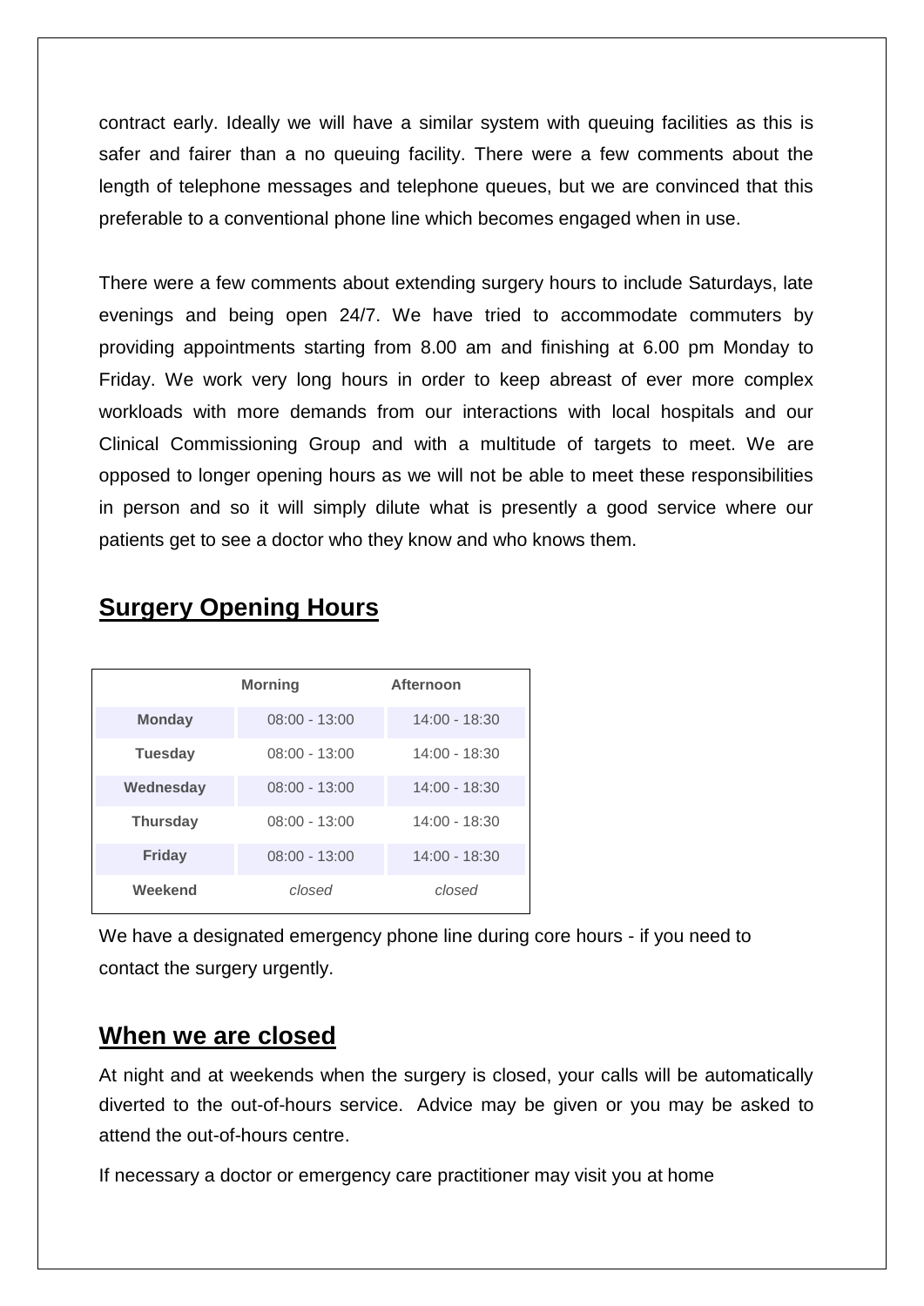contract early. Ideally we will have a similar system with queuing facilities as this is safer and fairer than a no queuing facility. There were a few comments about the length of telephone messages and telephone queues, but we are convinced that this preferable to a conventional phone line which becomes engaged when in use.

There were a few comments about extending surgery hours to include Saturdays, late evenings and being open 24/7. We have tried to accommodate commuters by providing appointments starting from 8.00 am and finishing at 6.00 pm Monday to Friday. We work very long hours in order to keep abreast of ever more complex workloads with more demands from our interactions with local hospitals and our Clinical Commissioning Group and with a multitude of targets to meet. We are opposed to longer opening hours as we will not be able to meet these responsibilities in person and so it will simply dilute what is presently a good service where our patients get to see a doctor who they know and who knows them.

## Surgery Opening Hours

| | Morning | Afternoon |
|---|---|---|
| **Monday** | 08:00 - 13:00 | 14:00 - 18:30 |
| **Tuesday** | 08:00 - 13:00 | 14:00 - 18:30 |
| **Wednesday** | 08:00 - 13:00 | 14:00 - 18:30 |
| **Thursday** | 08:00 - 13:00 | 14:00 - 18:30 |
| **Friday** | 08:00 - 13:00 | 14:00 - 18:30 |
| **Weekend** | *closed* | *closed* |

We have a designated emergency phone line during core hours - if you need to contact the surgery urgently.

## When we are closed

At night and at weekends when the surgery is closed, your calls will be automatically diverted to the out-of-hours service. Advice may be given or you may be asked to attend the out-of-hours centre.

If necessary a doctor or emergency care practitioner may visit you at home